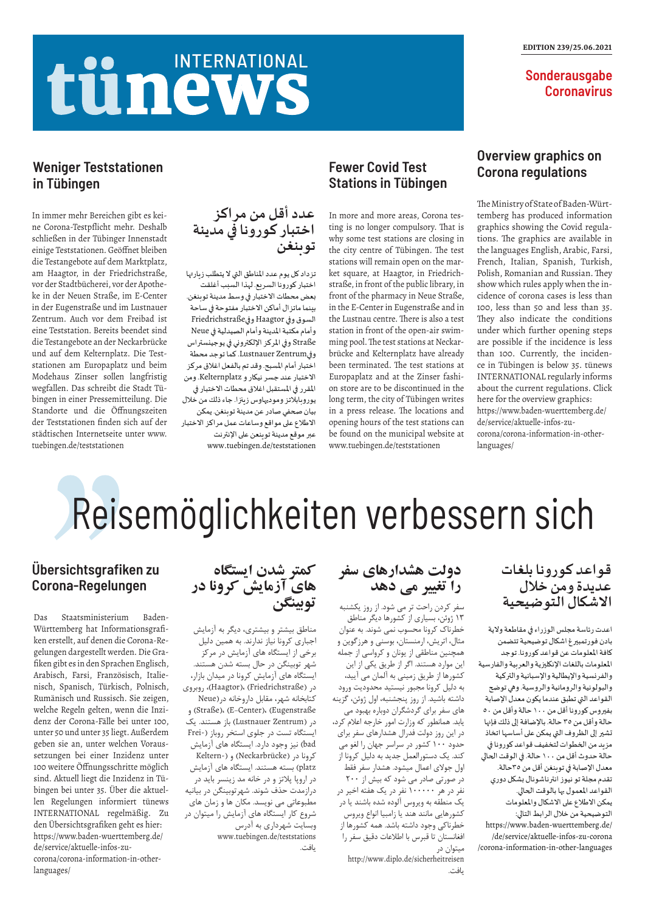# tünews INTERNATIONAL

EDITION 239/25.06.2021

**Sonderausgabe Coronavirus**

## Weniger Teststationen in Tübingen

In immer mehr Bereichen gibt es keine Corona-Testpflicht mehr. Deshalb schließen in der Tübinger Innenstadt einige Teststationen. Geöffnet bleiben die Testangebote auf dem Marktplatz, am Haagtor, in der Friedrichstraße, vor der Stadtbücherei, vor der Apotheke in der Neuen Straße, im E-Center in der Eugenstraße und im Lustnauer Zentrum. Auch vor dem Freibad ist eine Teststation. Bereits beendet sind die Testangebote an der Neckarbrücke und auf dem Kelternplatz. Die Teststationen am Europaplatz und beim Modehaus Zinser sollen langfristig wegfallen. Das schreibt die Stadt Tübingen in einer Pressemitteilung. Die Standorte und die Öffnungszeiten der Teststationen finden sich auf der städtischen Internetseite unter www.tuebingen.de/teststationen

## عدد أقل من مراكز اختبار كورونا في مدينة توبنغن

تزداد كل يوم عدد المناطق التي لا يتطلب زيارتها اختبار كورونا السريع. لهذا السبب أغلقت بعض محطات الاختبار في وسط مدينة توبنغن. بينما ماتزال أماكن الاختبار مفتوحة في ساحة السوق وفي Haagtor وفي Friedrichstraße وأمام مكتبة المدينة وأمام الصيدلية في Neue Straße وفي المركز الإلكتروني في يوجينستراس وفي Lustnauer Zentrum. كما توجد محطة اختبار أمام المسبح. وقد تم بالفعل اغلاق مركز الاختبار عند جسر نيكار و Kelternplatz. ومن المقرر في المستقبل اغلاق محطات الاختبار في يوروبابلاتز وموديهاوس زينزا. جاء ذلك من خلال بيان صحفي صادر عن مدينة توبنغن. يمكن الاطلاع على مواقع وساعات عمل مراكز الاختبار عبر موقع مدينة توبنغن على الإنترنت www.tuebingen.de/teststationen

## Fewer Covid Test Stations in Tübingen

In more and more areas, Corona testing is no longer compulsory. That is why some test stations are closing in the city centre of Tübingen. The test stations will remain open on the market square, at Haagtor, in Friedrichstraße, in front of the public library, in front of the pharmacy in Neue Straße, in the E-Center in Eugenstraße and in the Lustnau centre. There is also a test station in front of the open-air swimming pool. The test stations at Neckarbrücke and Kelternplatz have already been terminated. The test stations at Europaplatz and at the Zinser fashion store are to be discontinued in the long term, the city of Tübingen writes in a press release. The locations and opening hours of the test stations can be found on the municipal website at www.tuebingen.de/teststationen

## Overview graphics on Corona regulations

The Ministry of State of Baden-Württemberg has produced information graphics showing the Covid regulations. The graphics are available in the languages English, Arabic, Farsi, French, Italian, Spanish, Turkish, Polish, Romanian and Russian. They show which rules apply when the incidence of corona cases is less than 100, less than 50 and less than 35. They also indicate the conditions under which further opening steps are possible if the incidence is less than 100. Currently, the incidence in Tübingen is below 35. tünews INTERNATIONAL regularly informs about the current regulations. Click here for the overview graphics: https://www.baden-wuerttemberg.de/de/service/aktuelle-infos-zu-corona/corona-information-in-other-languages/

# Reisemöglichkeiten verbessern sich

## Übersichtsgrafiken zu Corona-Regelungen

Das Staatsministerium Baden-Württemberg hat Informationsgrafiken erstellt, auf denen die Corona-Regelungen dargestellt werden. Die Grafiken gibt es in den Sprachen Englisch, Arabisch, Farsi, Französisch, Italienisch, Spanisch, Türkisch, Polnisch, Rumänisch und Russisch. Sie zeigen, welche Regeln gelten, wenn die Inzidenz der Corona-Fälle bei unter 100, unter 50 und unter 35 liegt. Außerdem geben sie an, unter welchen Voraussetzungen bei einer Inzidenz unter 100 weitere Öffnungsschritte möglich sind. Aktuell liegt die Inzidenz in Tübingen bei unter 35. Über die aktuellen Regelungen informiert tünews INTERNATIONAL regelmäßig. Zu den Übersichtsgrafiken geht es hier: https://www.baden-wuerttemberg.de/de/service/aktuelle-infos-zu-corona/corona-information-in-other-languages/

## کمتر شدن ایستگاه های آزمایش کرونا در توبینگن

مناطق بیشتر و بیشتری، دیگر به آزمایش اجباری کرونا نیاز ندارند. به همین دلیل برخی از ایستگاه های آزمایش در مرکز شهر توبینگن در حال بسته شدن هستند. ایستگاه های آزمایش کرونا در میدان بازار، در (Haagtor)، (Friedrichstraße)، روبروی کتابخانه شهر، مقابل داروخانه در(Neue Straße)، (E-Center)، (Eugenstraße) و در (Lustnauer Zentrum) باز هستند. یک ایستگاه تست در جلوی استخر روباز (-Freibad) نیز وجود دارد. ایستگاه های آزمایش کرونا در (Neckarbrücke) و (-Keltern platz) بسته هستند. ایستگاه های آزمایش در اروپا پلاتز و در خانه مد زینسر باید در درازمدت حذف شوند. شهرتوبینگن در بیانیه مطبوعاتی می نویسد. مکان ها و زمان های شروع کار ایستگاه های آزمایش را میتوان در وبسایت شهرداری به آدرس www.tuebingen.de/teststations یافت.

## دولت هشدارهای سفر را تغییر می دهد

سفر کردن راحت تر می شود. از روز یکشنبه ۱۳ ژوئن، بسیاری از کشورها دیگر مناطق خطرناک کرونا محسوب نمی شوند. به عنوان مثال، اتریش، ارمنستان، بوسنی و هرزگوین و همچنین مناطقی از یونان و کرواسی از جمله این موارد هستند. اگر از طریق یکی از این کشورها از طریق زمینی به آلمان می آیید، به دلیل کرونا مجبور نیستید محدودیت ورود داشته باشید. از روز پنجشنبه، اول ژوئن، گزینه های سفر برای گردشگران دوباره بهبود می یابد. همانطور که وزارت امور خارجه اعلام کرد، در این روز دولت فدرال هشدارهای سفر برای حدود ۱۰۰ کشور در سراسر جهان را لغو می کند. یک دستورالعمل جدید به دلیل کرونا از اول جولای اعمال میشود. هشدار سفر فقط در صورتی صادر می شود که بیش از ۲۰۰ نفر در هر ۱۰۰۰۰۰ نفر در یک هفته اخیر در یک منطقه به ویروس آلوده شده باشند یا در کشورهایی مانند هند یا زامبیا انواع ویروس خطرناکی وجود داشته باشد. همه کشورها از افغانستان تا قبرس با اطلاعات دقیق سفر را میتوان در http://www.diplo.de/sicherheitreisen یافت.

## قواعد كورونا بلغات عديدة ومن خلال الاشكال التوضيحية

اعدت رئاسة مجلس الوزراء في مقاطعة ولاية بادن فورتمبيرغ اشكال توضيحية تتضمن كافة المعلومات عن قواعد كورونا. توجد المعلومات باللغات الإنكليزية والعربية والفارسية والفرنسية والإيطالية والإسبانية والتركية والبولونية والرومانية والروسية. وهي توضح القواعد التي تطبق عندما يكون معدل الإصابة بفيروس كورونا أقل من ١٠٠ حالة وأقل من ٥٠ حالة وأقل من ٣٥ حالة. بالإضافة إلى ذلك فإنها تشير إلى الظروف التي يمكن على أساسها اتخاذ مزيد من الخطوات لتخفيف قواعد كورونا في حالة حدوث أقل من ١٠٠ حالة. في الوقت الحالي معدل الإصابة في توبنغن أقل من ٣٥حالة. تقدم مجلة تو نيوز انترناشونال بشكل دوري القواعد المعمول بها بالوقت الحالي. يمكن الاطلاع على الاشكال والمعلومات التوضيحية من خلال الرابط التالي: https://www.baden-wuerttemberg.de/de/service/aktuelle-infos-zu-corona/corona-information-in-other-languages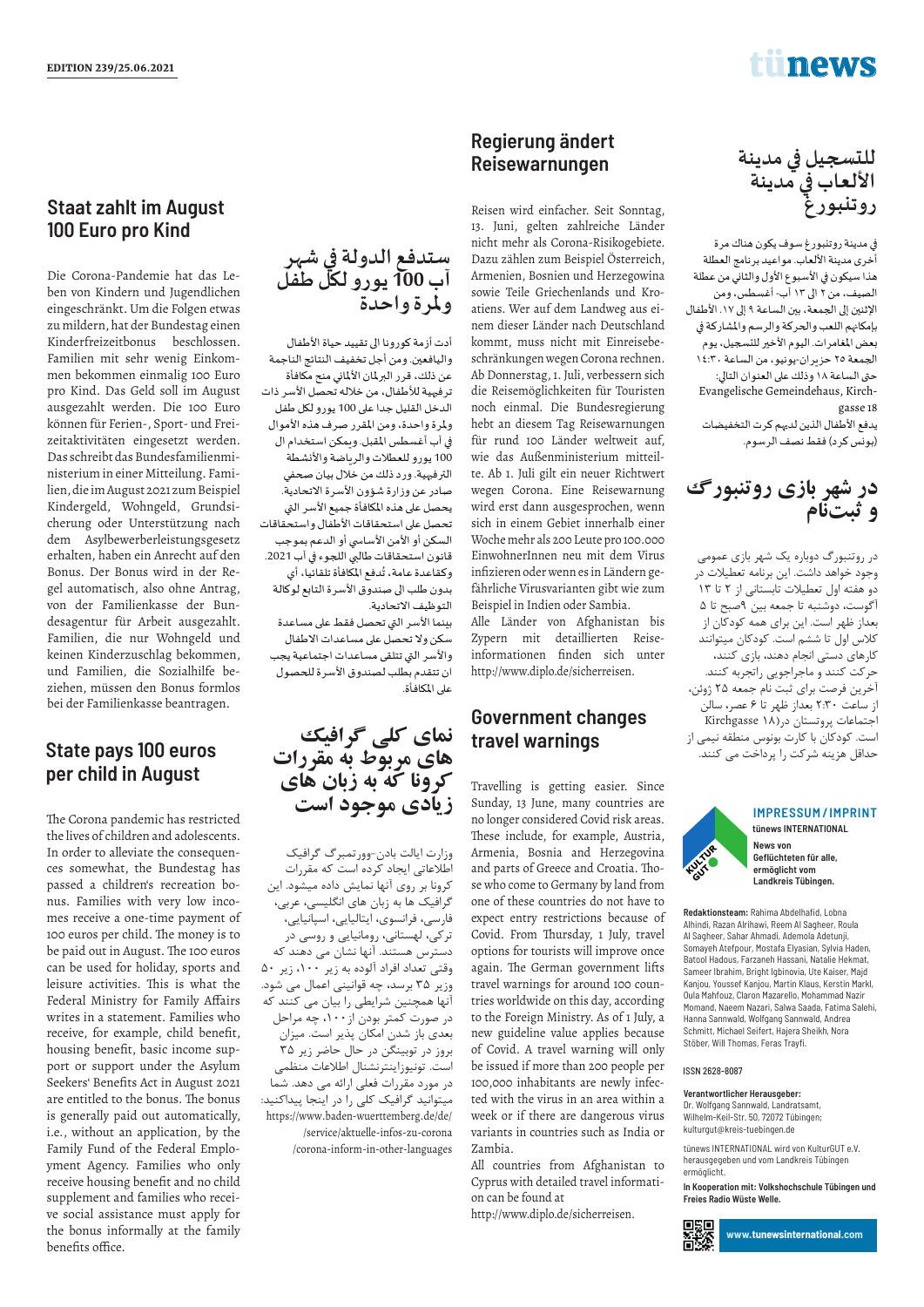## Staat zahlt im August 100 Euro pro Kind

Die Corona-Pandemie hat das Leben von Kindern und Jugendlichen eingeschränkt. Um die Folgen etwas zu mildern, hat der Bundestag einen Kinderfreizeitbonus beschlossen. Familien mit sehr wenig Einkommen bekommen einmalig 100 Euro pro Kind. Das Geld soll im August ausgezahlt werden. Die 100 Euro können für Ferien-, Sport- und Freizeitaktivitäten eingesetzt werden. Das schreibt das Bundesfamilienministerium in einer Mitteilung. Familien, die im August 2021 zum Beispiel Kindergeld, Wohngeld, Grundsicherung oder Unterstützung nach dem Asylbewerberleistungsgesetz erhalten, haben ein Anrecht auf den Bonus. Der Bonus wird in der Regel automatisch, also ohne Antrag, von der Familienkasse der Bundesagentur für Arbeit ausgezahlt. Familien, die nur Wohngeld und keinen Kinderzuschlag bekommen, und Familien, die Sozialhilfe beziehen, müssen den Bonus formlos bei der Familienkasse beantragen.

## State pays 100 euros per child in August

The Corona pandemic has restricted the lives of children and adolescents. In order to alleviate the consequences somewhat, the Bundestag has passed a children's recreation bonus. Families with very low incomes receive a one-time payment of 100 euros per child. The money is to be paid out in August. The 100 euros can be used for holiday, sports and leisure activities. This is what the Federal Ministry for Family Affairs writes in a statement. Families who receive, for example, child benefit, housing benefit, basic income support or support under the Asylum Seekers' Benefits Act in August 2021 are entitled to the bonus. The bonus is generally paid out automatically, i.e., without an application, by the Family Fund of the Federal Employment Agency. Families who only receive housing benefit and no child supplement and families who receive social assistance must apply for the bonus informally at the family benefits office.

## ستدفع الدولة في شهر آب 100 يورو لكل طفل ولمرة واحدة

أدت أزمة كورونا الى تقييد حياة الأطفال واليافعين. ومن أجل تخفيف النتائج الناجمة عن ذلك، قرر البرلمان الألماني منح مكافأة ترفيهية للأطفال، من خلاله تحصل الأسر ذات الدخل القليل جدا على 100 يورو لكل طفل ولمرة واحدة، ومن المقرر صرف هذه الأموال في آب أغسطس المقبل. ويمكن استخدام ال 100 يورو للعطلات والرياضة والأنشطة الترفيهية. ورد ذلك من خلال بيان صحفي صادر عن وزارة شؤون الأسرة الاتحادية.
يحصل على هذه المكافأة جميع الأسر التي تحصل على استحقاقات الأطفال واستحقاقات السكن أو الأمن الأساسي أو الدعم بموجب قانون استحقاقات طالبي اللجوء في آب 2021.
وكقاعدة عامة، تُدفع المكافأة تلقائيا، أي بدون طلب الى صندوق الأسرة التابع لوكالة التوظيف الاتحادية.
بينما الأسر التي تحصل فقط على مساعدة سكن ولا تحصل على مساعدات الاطفال والأسر التي تتلقى مساعدات اجتماعية يجب ان تتقدم بطلب لصندوق الأسرة للحصول على المكافأة.

## نمای کلی گرافیک های مربوط به مقررات کرونا که به زبان های زیادی موجود است

وزارت ایالت بادن-وورتمبرگ گرافیک اطلاعاتی ایجاد کرده است که مقررات کرونا بر روی آنها نمایش داده میشود. این گرافیک ها به زبان های انگلیسی، عربی، فارسی، فرانسوی، ایتالیایی، اسپانیایی، ترکی، لهستانی، رومانیایی و روسی در دسترس هستند. آنها نشان می دهند که وقتی تعداد افراد آلوده به زیر ۱۰۰، زیر ۵۰ وزیر ۳۵ برسد، چه قوانینی اعمال می شود. آنها همچنین شرایطی را بیان می کنند که در صورت کمتر بودن از ۱۰۰، چه مراحل بعدی باز شدن امکان پذیر است. میزان بروز در توبینگن در حال حاضر زیر ۳۵ است. تونیوزاینترنشنال اطلاعات منظمی در مورد مقررات فعلی ارائه می دهد. شما میتوانید گرافیک کلی را در اینجا پیداکنید:
https://www.baden-wuerttemberg.de/de/service/aktuelle-infos-zu-corona/corona-inform-in-other-languages

## Regierung ändert Reisewarnungen

Reisen wird einfacher. Seit Sonntag, 13. Juni, gelten zahlreiche Länder nicht mehr als Corona-Risikogebiete. Dazu zählen zum Beispiel Österreich, Armenien, Bosnien und Herzegowina sowie Teile Griechenlands und Kroatiens. Wer auf dem Landweg aus einem dieser Länder nach Deutschland kommt, muss nicht mit Einreisebeschränkungen wegen Corona rechnen. Ab Donnerstag, 1. Juli, verbessern sich die Reisemöglichkeiten für Touristen noch einmal. Die Bundesregierung hebt an diesem Tag Reisewarnungen für rund 100 Länder weltweit auf, wie das Außenministerium mitteilte. Ab 1. Juli gilt ein neuer Richtwert wegen Corona. Eine Reisewarnung wird erst dann ausgesprochen, wenn sich in einem Gebiet innerhalb einer Woche mehr als 200 Leute pro 100.000 EinwohnerInnen neu mit dem Virus infizieren oder wenn es in Ländern gefährliche Virusvarianten gibt wie zum Beispiel in Indien oder Sambia.
Alle Länder von Afghanistan bis Zypern mit detaillierten Reiseinformationen finden sich unter http://www.diplo.de/sicherreisen.

## Government changes travel warnings

Travelling is getting easier. Since Sunday, 13 June, many countries are no longer considered Covid risk areas. These include, for example, Austria, Armenia, Bosnia and Herzegovina and parts of Greece and Croatia. Those who come to Germany by land from one of these countries do not have to expect entry restrictions because of Covid. From Thursday, 1 July, travel options for tourists will improve once again. The German government lifts travel warnings for around 100 countries worldwide on this day, according to the Foreign Ministry. As of 1 July, a new guideline value applies because of Covid. A travel warning will only be issued if more than 200 people per 100,000 inhabitants are newly infected with the virus in an area within a week or if there are dangerous virus variants in countries such as India or Zambia.
All countries from Afghanistan to Cyprus with detailed travel information can be found at
http://www.diplo.de/sicherreisen.

## للتسجيل في مدينة الألعاب في مدينة روتنبورغ

في مدينة روتنبورغ سوف يكون هناك مرة أخرى مدينة الألعاب. مواعيد برنامج العطلة هذا سيكون في الأسبوع الأول والثاني من عطلة الصيف، من ٢ الى ١٣ آب- أغسطس، ومن الإثنين إلى الجمعة، بين الساعة ٩ إلى ١٧. الأطفال بإمكانهم اللعب والحركة والرسم والمشاركة في بعض المغامرات. اليوم الأخير للتسجيل، يوم الجمعة ٢٥ حزيران-يونيو، من الساعة ١٤:٣٠ حتى الساعة ١٨ وذلك على العنوان التالي:
Evangelische Gemeindehaus, Kirchgasse 18
يدفع الأطفال الذين لديهم كرت التخفيضات (بونس كرد) فقط نصف الرسوم.

## در شهر بازی روتنبورگ و ثبت نام

در روتنبورگ دوباره یک شهر بازی عمومی وجود خواهد داشت. این برنامه تعطیلات در دو هفته اول تعطیلات تابستانی از ۲ تا ۱۳ آگوست، دوشنبه تا جمعه بین ۹صبح تا ۵ بعداز ظهر است. این برای همه کودکان از کلاس اول تا ششم است. کودکان میتوانند کارهای دستی انجام دهند، بازی کنند، حرکت کنند و ماجراجویی راتجربه کنند. آخرین فرصت برای ثبت نام جمعه ۲۵ ژوئن، از ساعت ۲:۳۰ بعداز ظهر تا ۶ عصر، سالن اجتماعات پروتستان در۱۸ Kirchgasse است. کودکان با کارت بونوس منطقه نیمی از حداقل هزینه شرکت را پرداخت می کنند.

### IMPRESSUM / IMPRINT

**tünews INTERNATIONAL**

**News von Geflüchteten für alle, ermöglicht vom Landkreis Tübingen.**

KULTUR GUT

**Redaktionsteam:** Rahima Abdelhafid, Lobna Alhindi, Razan Alrihawi, Reem Al Sagheer, Roula Al Sagheer, Sahar Ahmadi, Ademola Adetunji, Somayeh Atefpour, Mostafa Elyasian, Sylvia Haden, Batool Hadous, Farzaneh Hassani, Natalie Hekmat, Sameer Ibrahim, Bright Igbinovia, Ute Kaiser, Majd Kayali, Youssef Kanjou, Martin Klaus, Kerstin Markl, Oula Mahfouz, Claron Mazarello, Mohammad Nazir Momand, Naeem Nazari, Salwa Saada, Fatima Salehi, Hanna Sannwald, Wolfgang Sannwald, Andrea Schmitt, Michael Seifert, Hajera Sheikh, Nora Stöber, Will Thomas, Feras Trayfi.

ISSN 2628-8087

**Verantwortlicher Herausgeber:**
Dr. Wolfgang Sannwald, Landratsamt, Wilhelm-Keil-Str. 50, 72072 Tübingen; kulturgut@kreis-tuebingen.de

tünews INTERNATIONAL wird von KulturGUT e.V. herausgegeben und vom Landkreis Tübingen ermöglicht.

**In Kooperation mit: Volkshochschule Tübingen und Freies Radio Wüste Welle.**

**www.tunewsinternational.com**